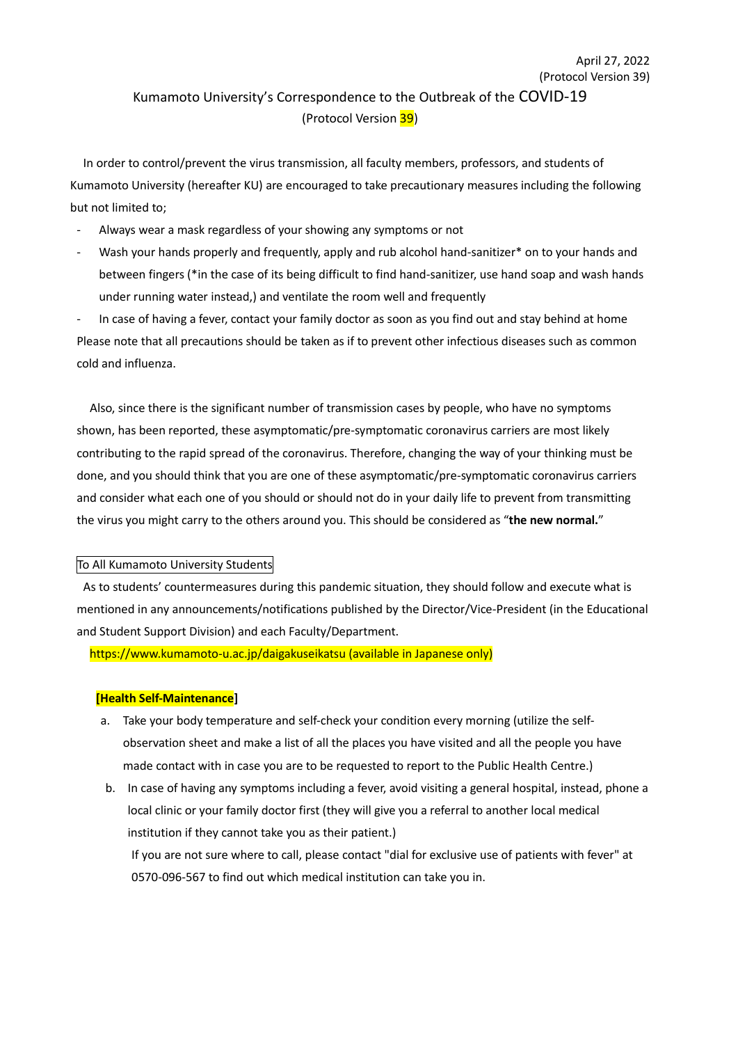April 27, 2022
(Protocol Version 39)

# Kumamoto University's Correspondence to the Outbreak of the COVID-19
(Protocol Version 39)

In order to control/prevent the virus transmission, all faculty members, professors, and students of Kumamoto University (hereafter KU) are encouraged to take precautionary measures including the following but not limited to;

- Always wear a mask regardless of your showing any symptoms or not
- Wash your hands properly and frequently, apply and rub alcohol hand-sanitizer* on to your hands and between fingers (*in the case of its being difficult to find hand-sanitizer, use hand soap and wash hands under running water instead,) and ventilate the room well and frequently
- In case of having a fever, contact your family doctor as soon as you find out and stay behind at home

Please note that all precautions should be taken as if to prevent other infectious diseases such as common cold and influenza.

Also, since there is the significant number of transmission cases by people, who have no symptoms shown, has been reported, these asymptomatic/pre-symptomatic coronavirus carriers are most likely contributing to the rapid spread of the coronavirus. Therefore, changing the way of your thinking must be done, and you should think that you are one of these asymptomatic/pre-symptomatic coronavirus carriers and consider what each one of you should or should not do in your daily life to prevent from transmitting the virus you might carry to the others around you. This should be considered as "**the new normal.**"

To All Kumamoto University Students

As to students' countermeasures during this pandemic situation, they should follow and execute what is mentioned in any announcements/notifications published by the Director/Vice-President (in the Educational and Student Support Division) and each Faculty/Department.

https://www.kumamoto-u.ac.jp/daigakuseikatsu (available in Japanese only)

**[Health Self-Maintenance]**

a. Take your body temperature and self-check your condition every morning (utilize the self-observation sheet and make a list of all the places you have visited and all the people you have made contact with in case you are to be requested to report to the Public Health Centre.)

b. In case of having any symptoms including a fever, avoid visiting a general hospital, instead, phone a local clinic or your family doctor first (they will give you a referral to another local medical institution if they cannot take you as their patient.)
   If you are not sure where to call, please contact "dial for exclusive use of patients with fever" at 0570-096-567 to find out which medical institution can take you in.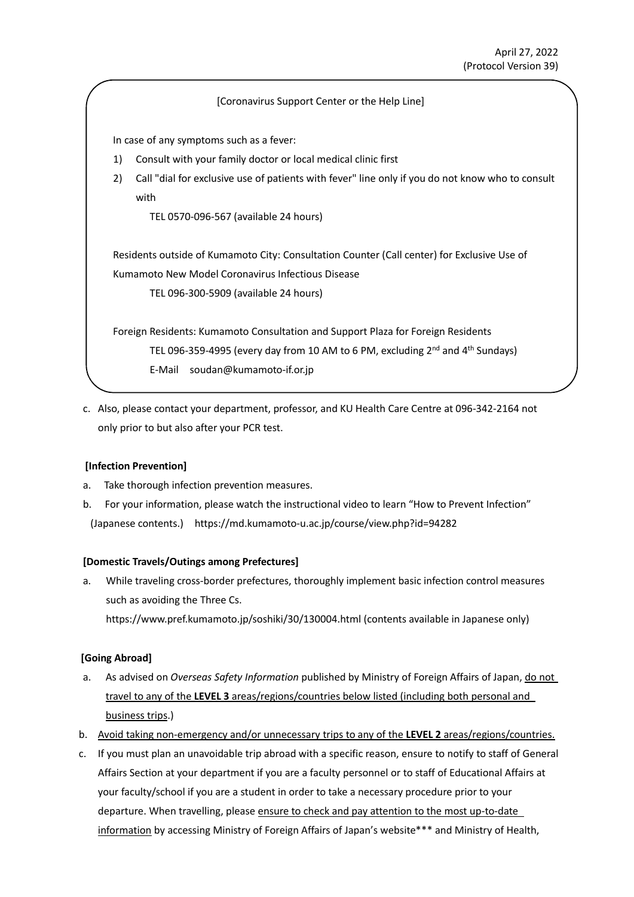April 27, 2022
(Protocol Version 39)

[Coronavirus Support Center or the Help Line]

In case of any symptoms such as a fever:

1) Consult with your family doctor or local medical clinic first
2) Call "dial for exclusive use of patients with fever" line only if you do not know who to consult with

   TEL 0570-096-567 (available 24 hours)

Residents outside of Kumamoto City: Consultation Counter (Call center) for Exclusive Use of Kumamoto New Model Coronavirus Infectious Disease

   TEL 096-300-5909 (available 24 hours)

Foreign Residents: Kumamoto Consultation and Support Plaza for Foreign Residents

   TEL 096-359-4995 (every day from 10 AM to 6 PM, excluding 2nd and 4th Sundays)

   E-Mail soudan@kumamoto-if.or.jp

c. Also, please contact your department, professor, and KU Health Care Centre at 096-342-2164 not only prior to but also after your PCR test.

**[Infection Prevention]**

a. Take thorough infection prevention measures.
b. For your information, please watch the instructional video to learn "How to Prevent Infection" (Japanese contents.) https://md.kumamoto-u.ac.jp/course/view.php?id=94282

**[Domestic Travels/Outings among Prefectures]**

a. While traveling cross-border prefectures, thoroughly implement basic infection control measures such as avoiding the Three Cs.
   https://www.pref.kumamoto.jp/soshiki/30/130004.html (contents available in Japanese only)

**[Going Abroad]**

a. As advised on *Overseas Safety Information* published by Ministry of Foreign Affairs of Japan, do not travel to any of the **LEVEL 3** areas/regions/countries below listed (including both personal and business trips.)
b. Avoid taking non-emergency and/or unnecessary trips to any of the **LEVEL 2** areas/regions/countries.
c. If you must plan an unavoidable trip abroad with a specific reason, ensure to notify to staff of General Affairs Section at your department if you are a faculty personnel or to staff of Educational Affairs at your faculty/school if you are a student in order to take a necessary procedure prior to your departure. When travelling, please ensure to check and pay attention to the most up-to-date information by accessing Ministry of Foreign Affairs of Japan's website*** and Ministry of Health,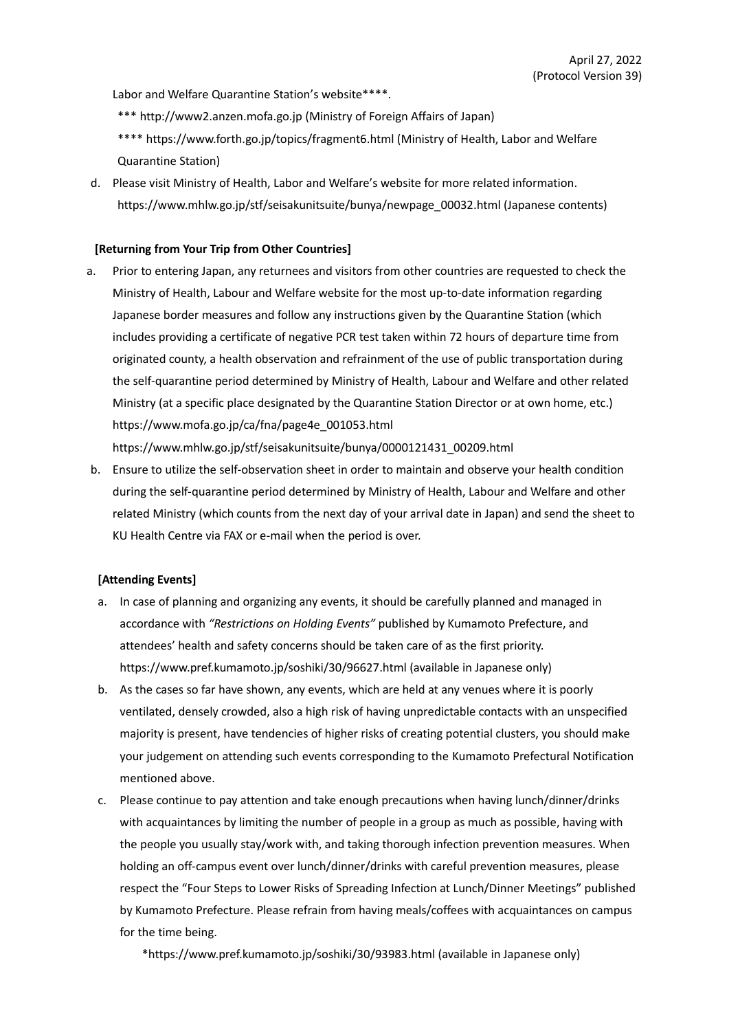Labor and Welfare Quarantine Station's website****.

*** http://www2.anzen.mofa.go.jp (Ministry of Foreign Affairs of Japan)

**** https://www.forth.go.jp/topics/fragment6.html (Ministry of Health, Labor and Welfare Quarantine Station)

d. Please visit Ministry of Health, Labor and Welfare's website for more related information. https://www.mhlw.go.jp/stf/seisakunitsuite/bunya/newpage_00032.html (Japanese contents)

**[Returning from Your Trip from Other Countries]**

a. Prior to entering Japan, any returnees and visitors from other countries are requested to check the Ministry of Health, Labour and Welfare website for the most up-to-date information regarding Japanese border measures and follow any instructions given by the Quarantine Station (which includes providing a certificate of negative PCR test taken within 72 hours of departure time from originated county, a health observation and refrainment of the use of public transportation during the self-quarantine period determined by Ministry of Health, Labour and Welfare and other related Ministry (at a specific place designated by the Quarantine Station Director or at own home, etc.)
https://www.mofa.go.jp/ca/fna/page4e_001053.html
https://www.mhlw.go.jp/stf/seisakunitsuite/bunya/0000121431_00209.html

b. Ensure to utilize the self-observation sheet in order to maintain and observe your health condition during the self-quarantine period determined by Ministry of Health, Labour and Welfare and other related Ministry (which counts from the next day of your arrival date in Japan) and send the sheet to KU Health Centre via FAX or e-mail when the period is over.

**[Attending Events]**

a. In case of planning and organizing any events, it should be carefully planned and managed in accordance with *"Restrictions on Holding Events"* published by Kumamoto Prefecture, and attendees' health and safety concerns should be taken care of as the first priority. https://www.pref.kumamoto.jp/soshiki/30/96627.html (available in Japanese only)

b. As the cases so far have shown, any events, which are held at any venues where it is poorly ventilated, densely crowded, also a high risk of having unpredictable contacts with an unspecified majority is present, have tendencies of higher risks of creating potential clusters, you should make your judgement on attending such events corresponding to the Kumamoto Prefectural Notification mentioned above.

c. Please continue to pay attention and take enough precautions when having lunch/dinner/drinks with acquaintances by limiting the number of people in a group as much as possible, having with the people you usually stay/work with, and taking thorough infection prevention measures. When holding an off-campus event over lunch/dinner/drinks with careful prevention measures, please respect the "Four Steps to Lower Risks of Spreading Infection at Lunch/Dinner Meetings" published by Kumamoto Prefecture. Please refrain from having meals/coffees with acquaintances on campus for the time being.

*https://www.pref.kumamoto.jp/soshiki/30/93983.html (available in Japanese only)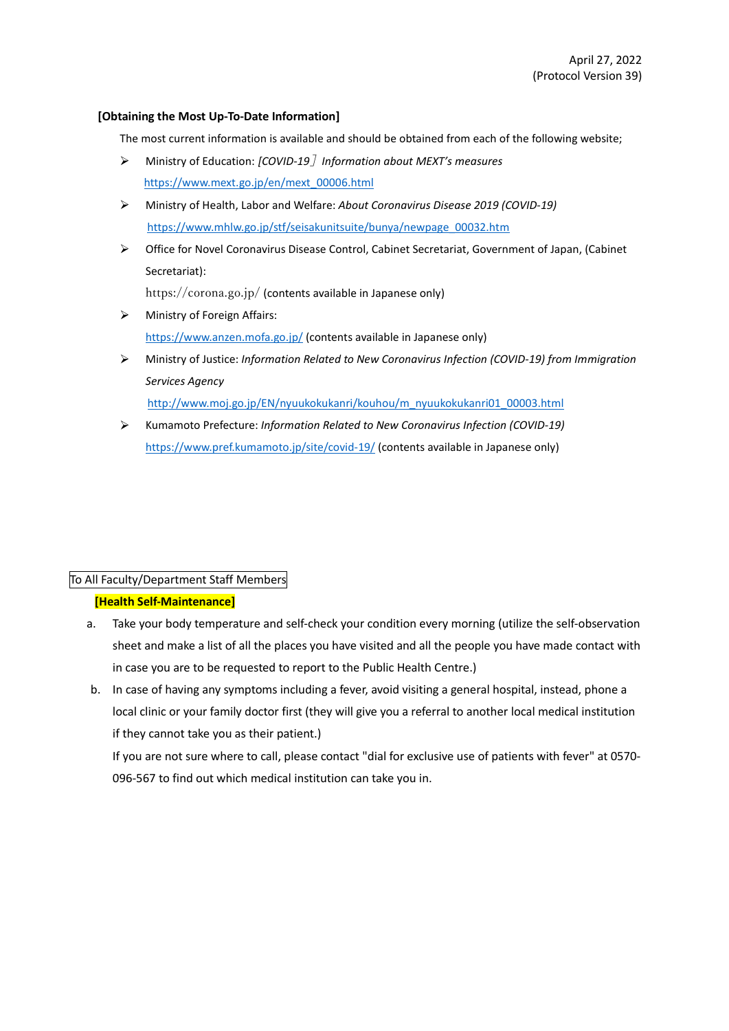April 27, 2022
(Protocol Version 39)

**[Obtaining the Most Up-To-Date Information]**

The most current information is available and should be obtained from each of the following website;

- Ministry of Education: *[COVID-19］Information about MEXT's measures*
  https://www.mext.go.jp/en/mext_00006.html
- Ministry of Health, Labor and Welfare: *About Coronavirus Disease 2019 (COVID-19)*
  https://www.mhlw.go.jp/stf/seisakunitsuite/bunya/newpage_00032.htm
- Office for Novel Coronavirus Disease Control, Cabinet Secretariat, Government of Japan, (Cabinet Secretariat):
  https://corona.go.jp/ (contents available in Japanese only)
- Ministry of Foreign Affairs:
  https://www.anzen.mofa.go.jp/ (contents available in Japanese only)
- Ministry of Justice: *Information Related to New Coronavirus Infection (COVID-19) from Immigration Services Agency*
  http://www.moj.go.jp/EN/nyuukokukanri/kouhou/m_nyuukokukanri01_00003.html
- Kumamoto Prefecture: *Information Related to New Coronavirus Infection (COVID-19)*
  https://www.pref.kumamoto.jp/site/covid-19/ (contents available in Japanese only)

To All Faculty/Department Staff Members

**[Health Self-Maintenance]**

a. Take your body temperature and self-check your condition every morning (utilize the self-observation sheet and make a list of all the places you have visited and all the people you have made contact with in case you are to be requested to report to the Public Health Centre.)

b. In case of having any symptoms including a fever, avoid visiting a general hospital, instead, phone a local clinic or your family doctor first (they will give you a referral to another local medical institution if they cannot take you as their patient.)
   If you are not sure where to call, please contact "dial for exclusive use of patients with fever" at 0570-096-567 to find out which medical institution can take you in.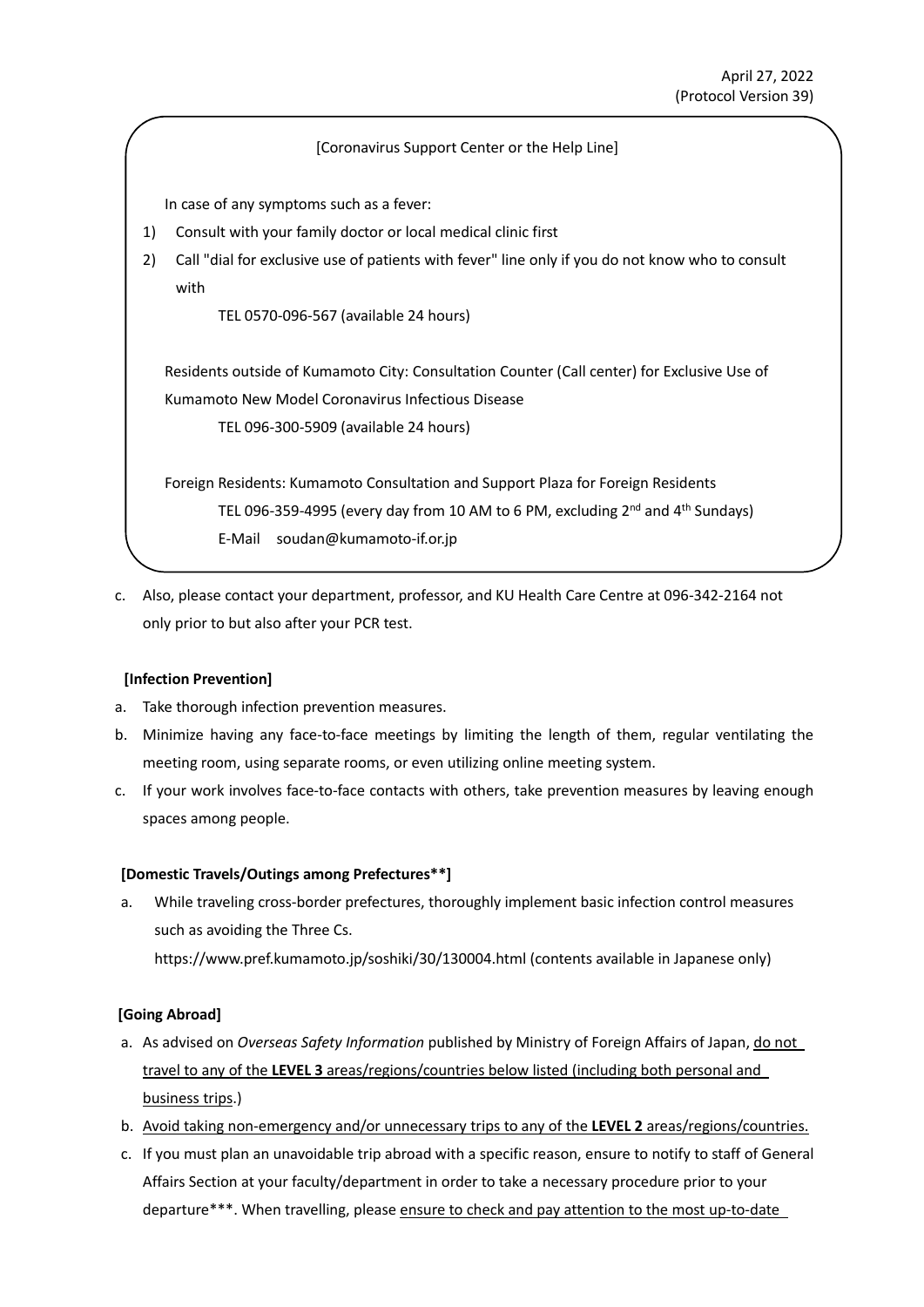April 27, 2022
(Protocol Version 39)

[Coronavirus Support Center or the Help Line]

In case of any symptoms such as a fever:

1) Consult with your family doctor or local medical clinic first
2) Call "dial for exclusive use of patients with fever" line only if you do not know who to consult with

   TEL 0570-096-567 (available 24 hours)

Residents outside of Kumamoto City: Consultation Counter (Call center) for Exclusive Use of Kumamoto New Model Coronavirus Infectious Disease

   TEL 096-300-5909 (available 24 hours)

Foreign Residents: Kumamoto Consultation and Support Plaza for Foreign Residents

   TEL 096-359-4995 (every day from 10 AM to 6 PM, excluding 2nd and 4th Sundays)

   E-Mail soudan@kumamoto-if.or.jp

c. Also, please contact your department, professor, and KU Health Care Centre at 096-342-2164 not only prior to but also after your PCR test.

**[Infection Prevention]**

a. Take thorough infection prevention measures.
b. Minimize having any face-to-face meetings by limiting the length of them, regular ventilating the meeting room, using separate rooms, or even utilizing online meeting system.
c. If your work involves face-to-face contacts with others, take prevention measures by leaving enough spaces among people.

**[Domestic Travels/Outings among Prefectures**]**

a. While traveling cross-border prefectures, thoroughly implement basic infection control measures such as avoiding the Three Cs.
   https://www.pref.kumamoto.jp/soshiki/30/130004.html (contents available in Japanese only)

**[Going Abroad]**

a. As advised on *Overseas Safety Information* published by Ministry of Foreign Affairs of Japan, <u>do not travel to any of the **LEVEL 3** areas/regions/countries below listed (including both personal and business trips</u>.)
b. <u>Avoid taking non-emergency and/or unnecessary trips to any of the **LEVEL 2** areas/regions/countries.</u>
c. If you must plan an unavoidable trip abroad with a specific reason, ensure to notify to staff of General Affairs Section at your faculty/department in order to take a necessary procedure prior to your departure***. When travelling, please <u>ensure to check and pay attention to the most up-to-date</u>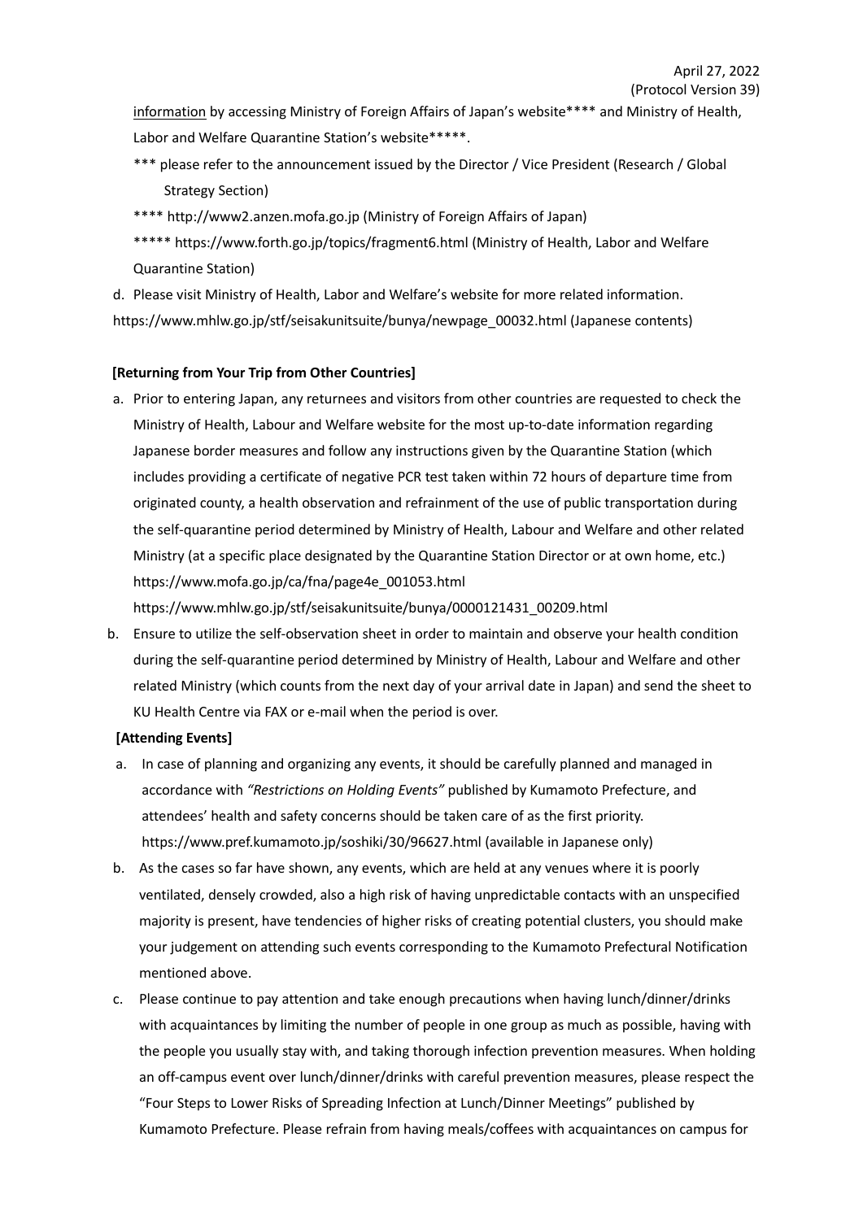information by accessing Ministry of Foreign Affairs of Japan's website**** and Ministry of Health, Labor and Welfare Quarantine Station's website*****.

*** please refer to the announcement issued by the Director / Vice President (Research / Global Strategy Section)

**** http://www2.anzen.mofa.go.jp (Ministry of Foreign Affairs of Japan)

***** https://www.forth.go.jp/topics/fragment6.html (Ministry of Health, Labor and Welfare Quarantine Station)

d. Please visit Ministry of Health, Labor and Welfare's website for more related information.
https://www.mhlw.go.jp/stf/seisakunitsuite/bunya/newpage_00032.html (Japanese contents)

**[Returning from Your Trip from Other Countries]**

a. Prior to entering Japan, any returnees and visitors from other countries are requested to check the Ministry of Health, Labour and Welfare website for the most up-to-date information regarding Japanese border measures and follow any instructions given by the Quarantine Station (which includes providing a certificate of negative PCR test taken within 72 hours of departure time from originated county, a health observation and refrainment of the use of public transportation during the self-quarantine period determined by Ministry of Health, Labour and Welfare and other related Ministry (at a specific place designated by the Quarantine Station Director or at own home, etc.)
https://www.mofa.go.jp/ca/fna/page4e_001053.html
https://www.mhlw.go.jp/stf/seisakunitsuite/bunya/0000121431_00209.html

b. Ensure to utilize the self-observation sheet in order to maintain and observe your health condition during the self-quarantine period determined by Ministry of Health, Labour and Welfare and other related Ministry (which counts from the next day of your arrival date in Japan) and send the sheet to KU Health Centre via FAX or e-mail when the period is over.

**[Attending Events]**

a. In case of planning and organizing any events, it should be carefully planned and managed in accordance with *"Restrictions on Holding Events"* published by Kumamoto Prefecture, and attendees' health and safety concerns should be taken care of as the first priority.
https://www.pref.kumamoto.jp/soshiki/30/96627.html (available in Japanese only)

b. As the cases so far have shown, any events, which are held at any venues where it is poorly ventilated, densely crowded, also a high risk of having unpredictable contacts with an unspecified majority is present, have tendencies of higher risks of creating potential clusters, you should make your judgement on attending such events corresponding to the Kumamoto Prefectural Notification mentioned above.

c. Please continue to pay attention and take enough precautions when having lunch/dinner/drinks with acquaintances by limiting the number of people in one group as much as possible, having with the people you usually stay with, and taking thorough infection prevention measures. When holding an off-campus event over lunch/dinner/drinks with careful prevention measures, please respect the "Four Steps to Lower Risks of Spreading Infection at Lunch/Dinner Meetings" published by Kumamoto Prefecture. Please refrain from having meals/coffees with acquaintances on campus for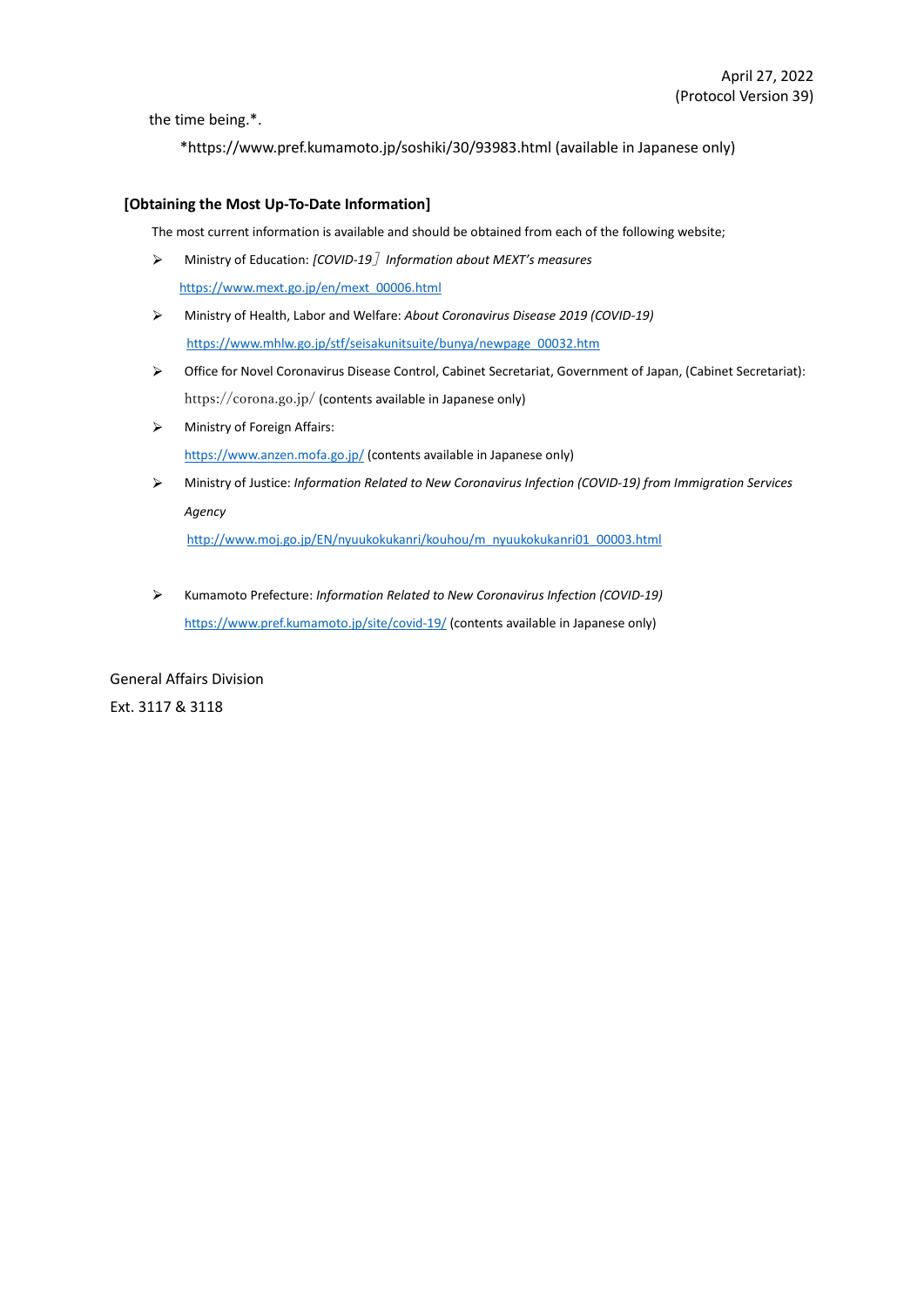the time being.*.

*https://www.pref.kumamoto.jp/soshiki/30/93983.html (available in Japanese only)

**[Obtaining the Most Up-To-Date Information]**

The most current information is available and should be obtained from each of the following website;

- Ministry of Education: *[COVID-19］Information about MEXT's measures*
  https://www.mext.go.jp/en/mext_00006.html
- Ministry of Health, Labor and Welfare: *About Coronavirus Disease 2019 (COVID-19)*
  https://www.mhlw.go.jp/stf/seisakunitsuite/bunya/newpage_00032.htm
- Office for Novel Coronavirus Disease Control, Cabinet Secretariat, Government of Japan, (Cabinet Secretariat): https://corona.go.jp/ (contents available in Japanese only)
- Ministry of Foreign Affairs:
  https://www.anzen.mofa.go.jp/ (contents available in Japanese only)
- Ministry of Justice: *Information Related to New Coronavirus Infection (COVID-19) from Immigration Services Agency*
  http://www.moj.go.jp/EN/nyuukokukanri/kouhou/m_nyuukokukanri01_00003.html
- Kumamoto Prefecture: *Information Related to New Coronavirus Infection (COVID-19)*
  https://www.pref.kumamoto.jp/site/covid-19/ (contents available in Japanese only)

General Affairs Division

Ext. 3117 & 3118